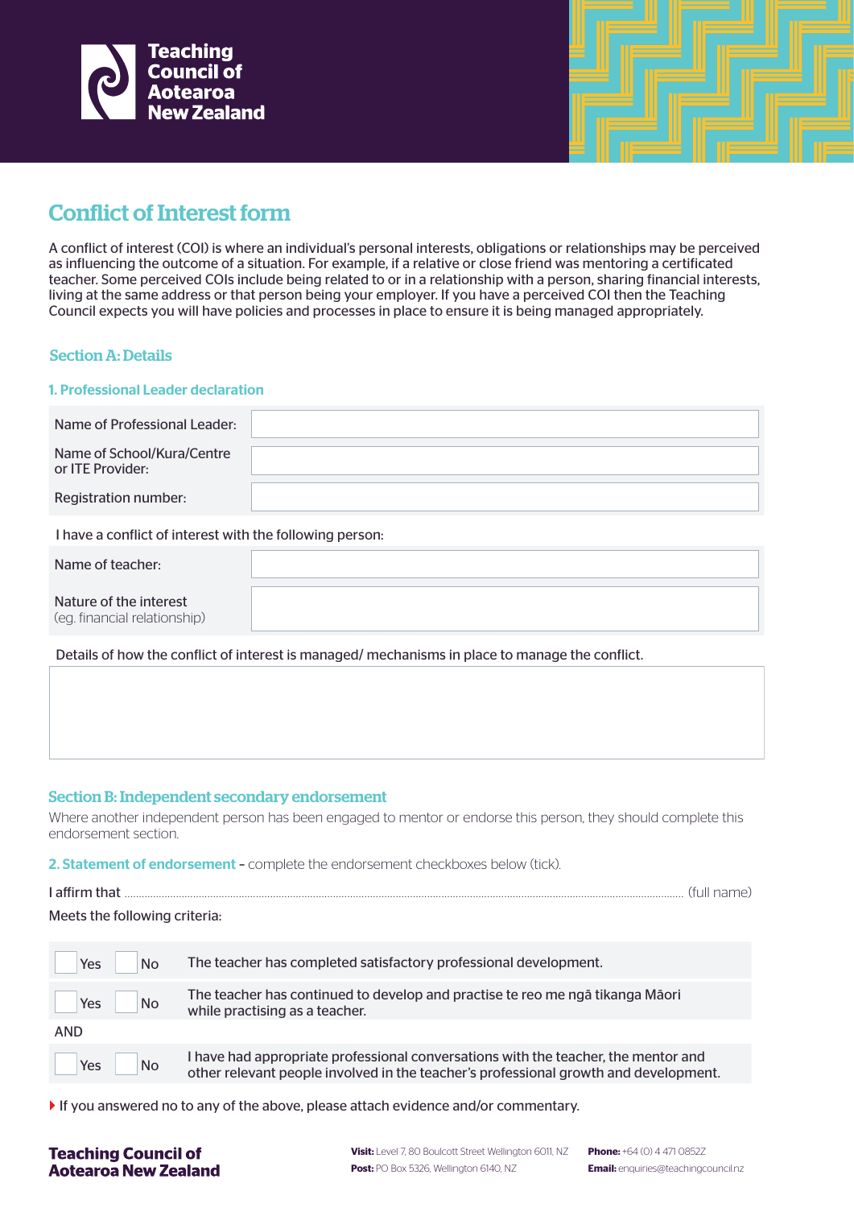Teaching Council of Aotearoa New Zealand

# Conflict of Interest form

A conflict of interest (COI) is where an individual's personal interests, obligations or relationships may be perceived as influencing the outcome of a situation. For example, if a relative or close friend was mentoring a certificated teacher. Some perceived COIs include being related to or in a relationship with a person, sharing financial interests, living at the same address or that person being your employer. If you have a perceived COI then the Teaching Council expects you will have policies and processes in place to ensure it is being managed appropriately.

## Section A: Details

### 1. Professional Leader declaration

| | |
|---|---|
| Name of Professional Leader: | |
| Name of School/Kura/Centre or ITE Provider: | |
| Registration number: | |

I have a conflict of interest with the following person:

| | |
|---|---|
| Name of teacher: | |
| Nature of the interest (eg. financial relationship) | |

Details of how the conflict of interest is managed/ mechanisms in place to manage the conflict.

&nbsp;

## Section B: Independent secondary endorsement

Where another independent person has been engaged to mentor or endorse this person, they should complete this endorsement section.

### 2. Statement of endorsement – complete the endorsement checkboxes below (tick).

I affirm that ............................................................................................................ (full name)

Meets the following criteria:

| | | |
|---|---|---|
| ☐ Yes | ☐ No | The teacher has completed satisfactory professional development. |
| ☐ Yes | ☐ No | The teacher has continued to develop and practise te reo me ngā tikanga Māori while practising as a teacher. |
| AND | | |
| ☐ Yes | ☐ No | I have had appropriate professional conversations with the teacher, the mentor and other relevant people involved in the teacher's professional growth and development. |

If you answered no to any of the above, please attach evidence and/or commentary.

**Teaching Council of Aotearoa New Zealand**

**Visit:** Level 7, 80 Boulcott Street Wellington 6011, NZ
**Post:** PO Box 5326, Wellington 6140, NZ
**Phone:** +64 (0) 4 471 0852Z
**Email:** enquiries@teachingcouncil.nz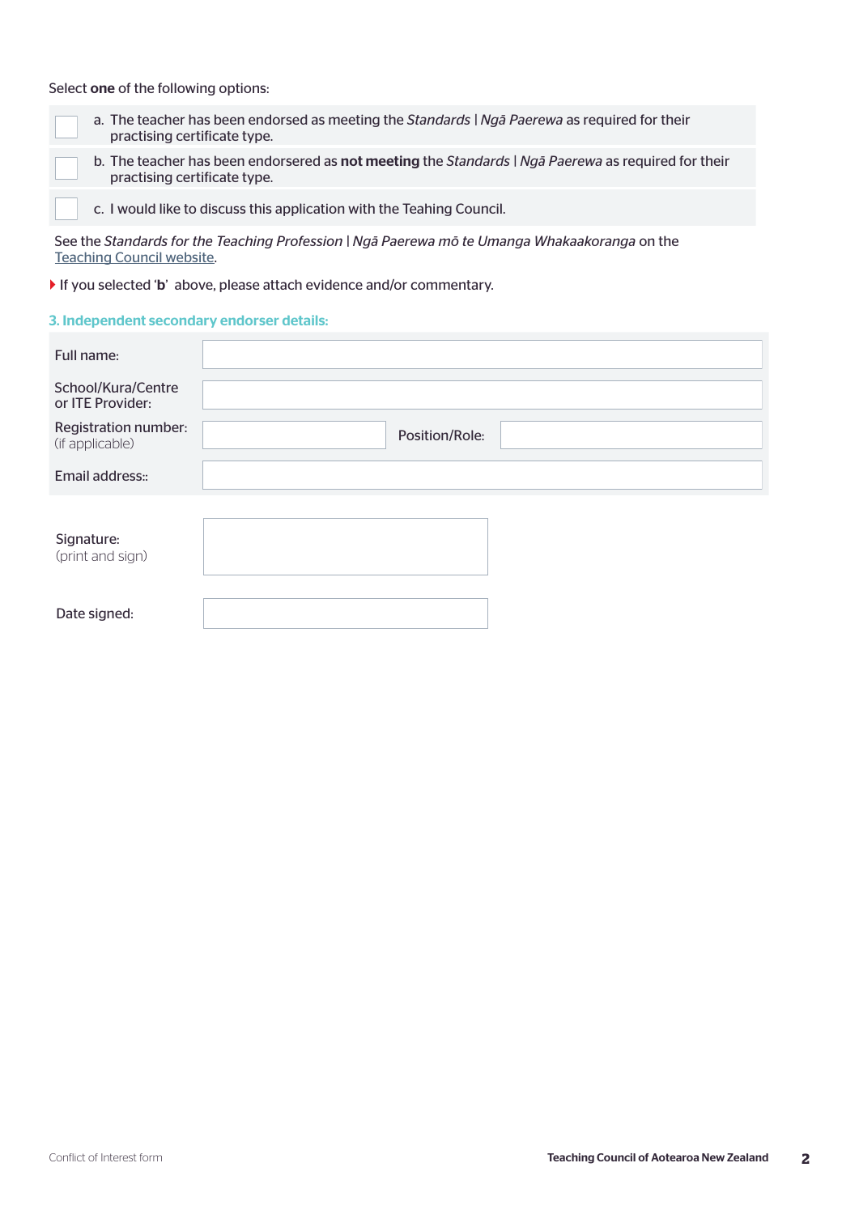Select **one** of the following options:

- [ ] a. The teacher has been endorsed as meeting the *Standards* | *Ngā Paerewa* as required for their practising certificate type.
- [ ] b. The teacher has been endorsered as **not meeting** the *Standards* | *Ngā Paerewa* as required for their practising certificate type.
- [ ] c. I would like to discuss this application with the Teahing Council.

See the *Standards for the Teaching Profession* | *Ngā Paerewa mō te Umanga Whakaakoranga* on the Teaching Council website.

If you selected '**b**' above, please attach evidence and/or commentary.

### 3. Independent secondary endorser details:

| | | | |
|---|---|---|---|
| Full name: | | | |
| School/Kura/Centre or ITE Provider: | | | |
| Registration number: (if applicable) | | Position/Role: | |
| Email address:: | | | |

| | |
|---|---|
| Signature: (print and sign) | |
| Date signed: | |